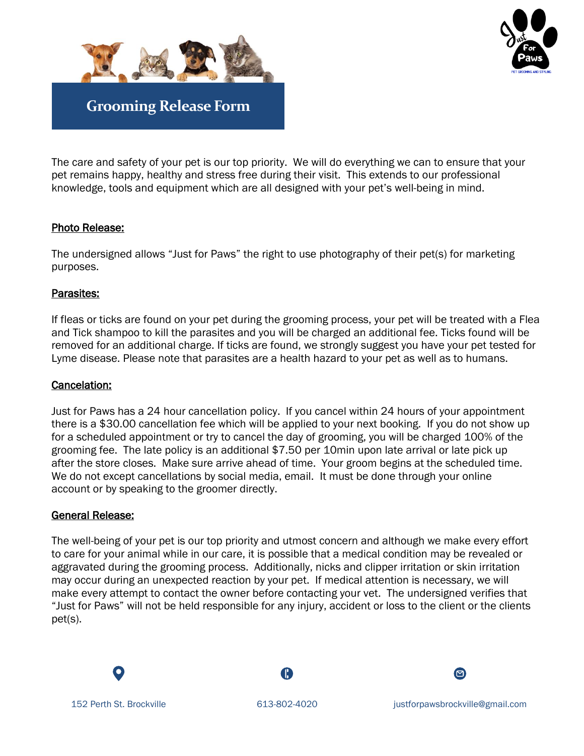# Grooming Release Form

The care and safety of your pet is our top priority. We will do everything we can to ensure that your pet remains happy, healthy and stress free during their visit. This extends to our professional knowledge, tools and equipment which are all designed with your pet's well-being in mind.

## Photo Release:

The undersigned allows "Just for Paws" the right to use photography of their pet(s) for marketing purposes.

## Parasites:

If fleas or ticks are found on your pet during the grooming process, your pet will be treated with a Flea and Tick shampoo to kill the parasites and you will be charged an additional fee. Ticks found will be removed for an additional charge. If ticks are found, we strongly suggest you have your pet tested for Lyme disease. Please note that parasites are a health hazard to your pet as well as to humans.

## Cancelation:

Just for Paws has a 24 hour cancellation policy. If you cancel within 24 hours of your appointment there is a $30.00 cancellation fee which will be applied to your next booking. If you do not show up for a scheduled appointment or try to cancel the day of grooming, you will be charged 100% of the grooming fee. The late policy is an additional $7.50 per 10min upon late arrival or late pick up after the store closes. Make sure arrive ahead of time. Your groom begins at the scheduled time. We do not except cancellations by social media, email. It must be done through your online account or by speaking to the groomer directly.

## General Release:

The well-being of your pet is our top priority and utmost concern and although we make every effort to care for your animal while in our care, it is possible that a medical condition may be revealed or aggravated during the grooming process. Additionally, nicks and clipper irritation or skin irritation may occur during an unexpected reaction by your pet. If medical attention is necessary, we will make every attempt to contact the owner before contacting your vet. The undersigned verifies that "Just for Paws" will not be held responsible for any injury, accident or loss to the client or the clients pet(s).

152 Perth St. Brockville | 613-802-4020 | justforpawsbrockville@gmail.com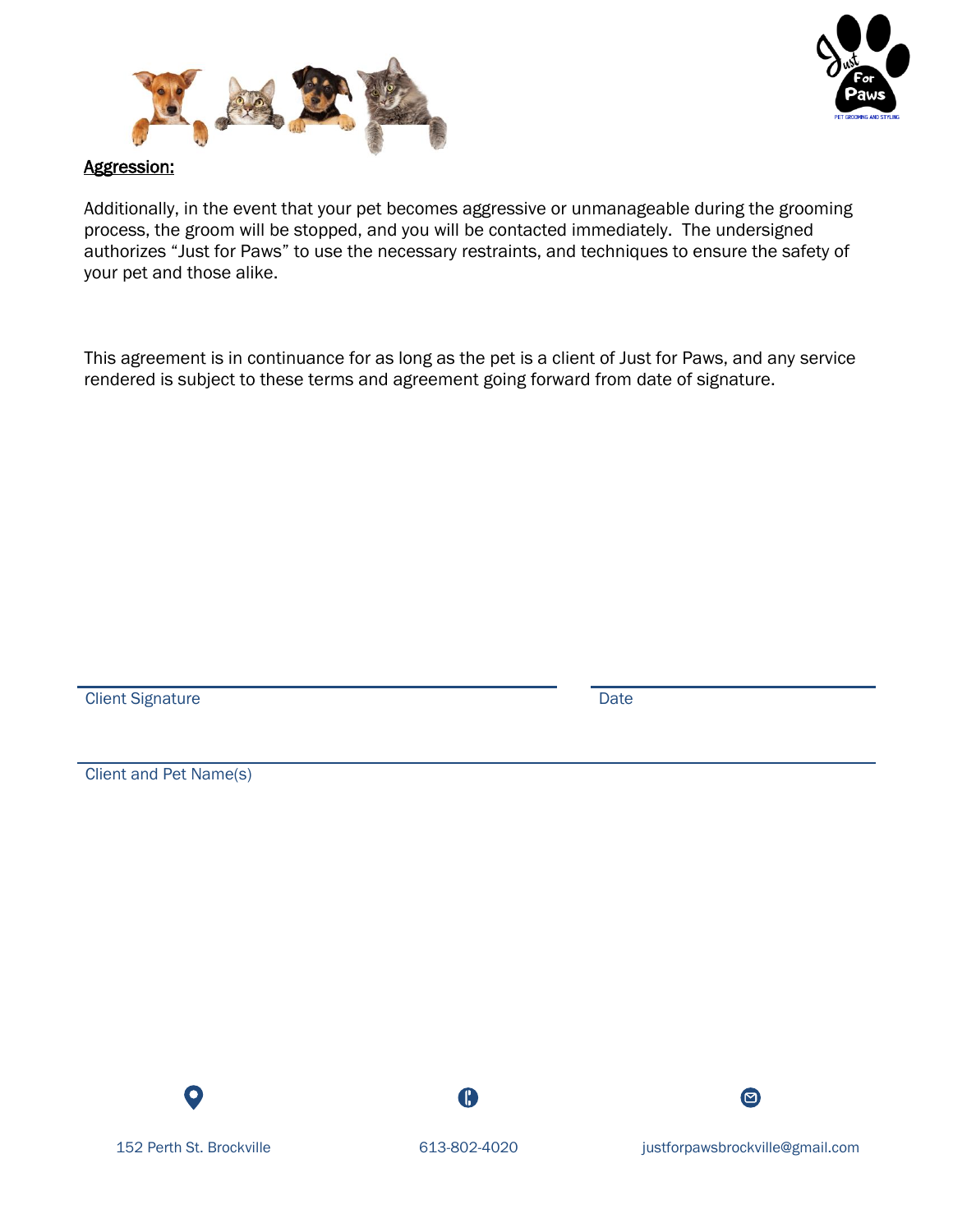**Aggression:**

Additionally, in the event that your pet becomes aggressive or unmanageable during the grooming process, the groom will be stopped, and you will be contacted immediately. The undersigned authorizes "Just for Paws" to use the necessary restraints, and techniques to ensure the safety of your pet and those alike.

This agreement is in continuance for as long as the pet is a client of Just for Paws, and any service rendered is subject to these terms and agreement going forward from date of signature.

Client Signature

Date

Client and Pet Name(s)

152 Perth St. Brockville

613-802-4020

justforpawsbrockville@gmail.com